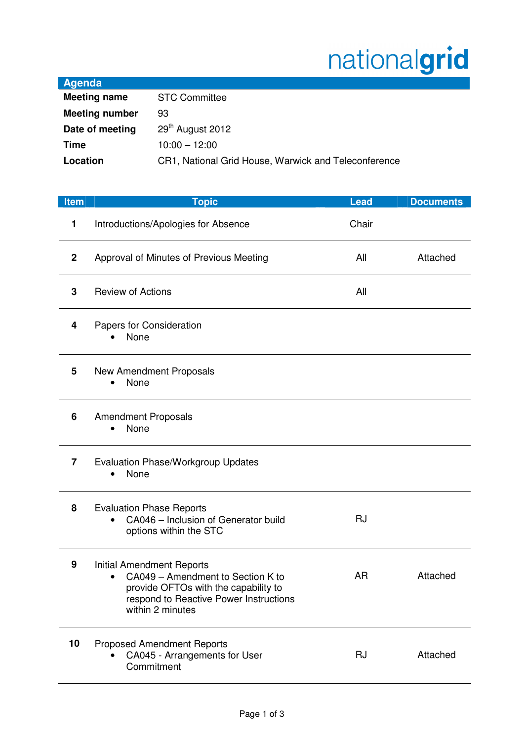nationalgrid

## Agenda

| | |
|---|---|
| **Meeting name** | STC Committee |
| **Meeting number** | 93 |
| **Date of meeting** | 29th August 2012 |
| **Time** | 10:00 – 12:00 |
| **Location** | CR1, National Grid House, Warwick and Teleconference |

| Item | Topic | Lead | Documents |
|---|---|---|---|
| 1 | Introductions/Apologies for Absence | Chair | |
| 2 | Approval of Minutes of Previous Meeting | All | Attached |
| 3 | Review of Actions | All | |
| 4 | Papers for Consideration<br>• None | | |
| 5 | New Amendment Proposals<br>• None | | |
| 6 | Amendment Proposals<br>• None | | |
| 7 | Evaluation Phase/Workgroup Updates<br>• None | | |
| 8 | Evaluation Phase Reports<br>• CA046 – Inclusion of Generator build options within the STC | RJ | |
| 9 | Initial Amendment Reports<br>• CA049 – Amendment to Section K to provide OFTOs with the capability to respond to Reactive Power Instructions within 2 minutes | AR | Attached |
| 10 | Proposed Amendment Reports<br>• CA045 - Arrangements for User Commitment | RJ | Attached |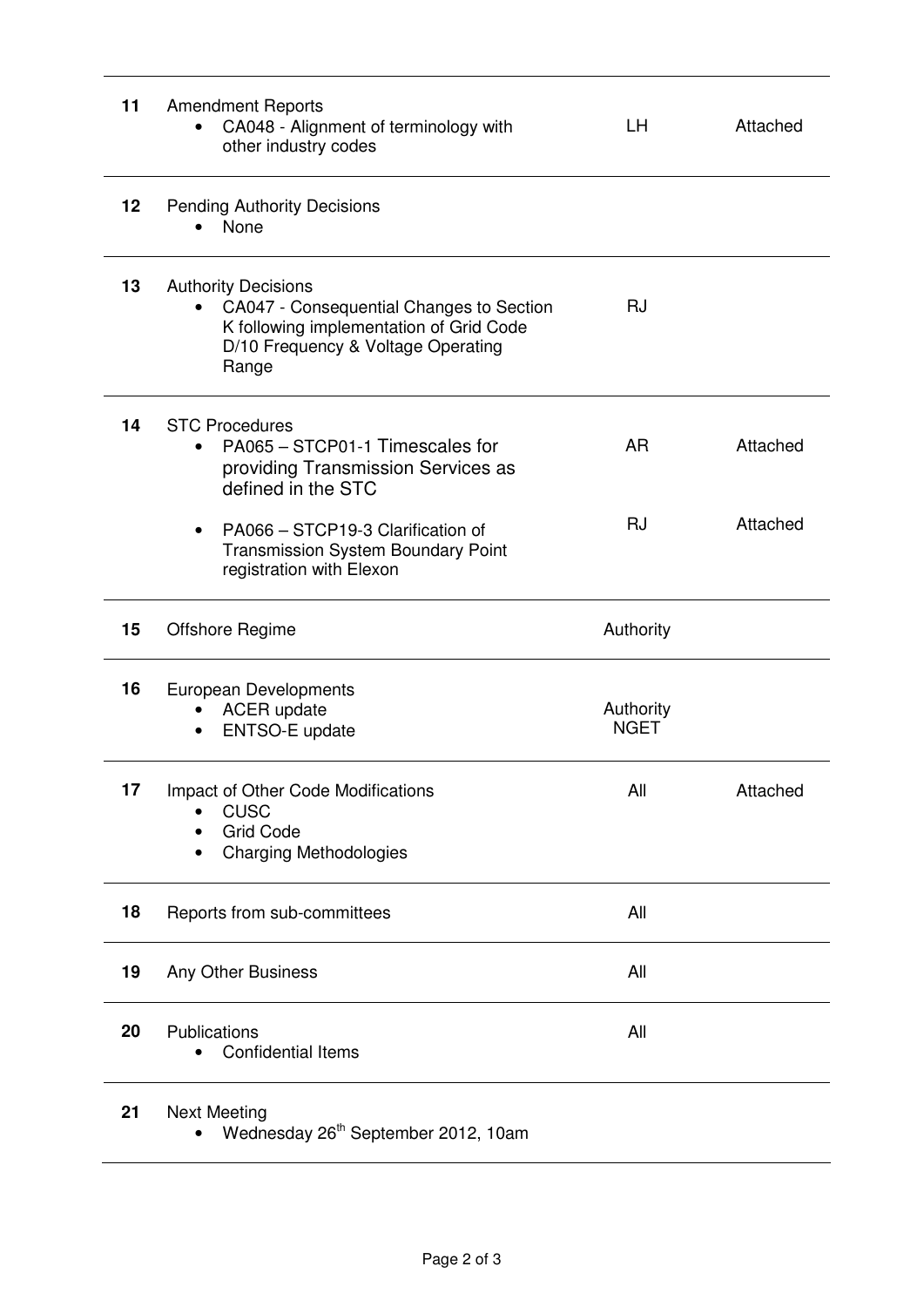| | | | |
|---|---|---|---|
| **11** | Amendment Reports<br>• CA048 - Alignment of terminology with other industry codes | LH | Attached |
| **12** | Pending Authority Decisions<br>• None | | |
| **13** | Authority Decisions<br>• CA047 - Consequential Changes to Section K following implementation of Grid Code D/10 Frequency & Voltage Operating Range | RJ | |
| **14** | STC Procedures<br>• PA065 – STCP01-1 Timescales for providing Transmission Services as defined in the STC<br>• PA066 – STCP19-3 Clarification of Transmission System Boundary Point registration with Elexon | AR<br><br>RJ | Attached<br><br>Attached |
| **15** | Offshore Regime | Authority | |
| **16** | European Developments<br>• ACER update<br>• ENTSO-E update | Authority<br>NGET | |
| **17** | Impact of Other Code Modifications<br>• CUSC<br>• Grid Code<br>• Charging Methodologies | All | Attached |
| **18** | Reports from sub-committees | All | |
| **19** | Any Other Business | All | |
| **20** | Publications<br>• Confidential Items | All | |
| **21** | Next Meeting<br>• Wednesday 26th September 2012, 10am | | |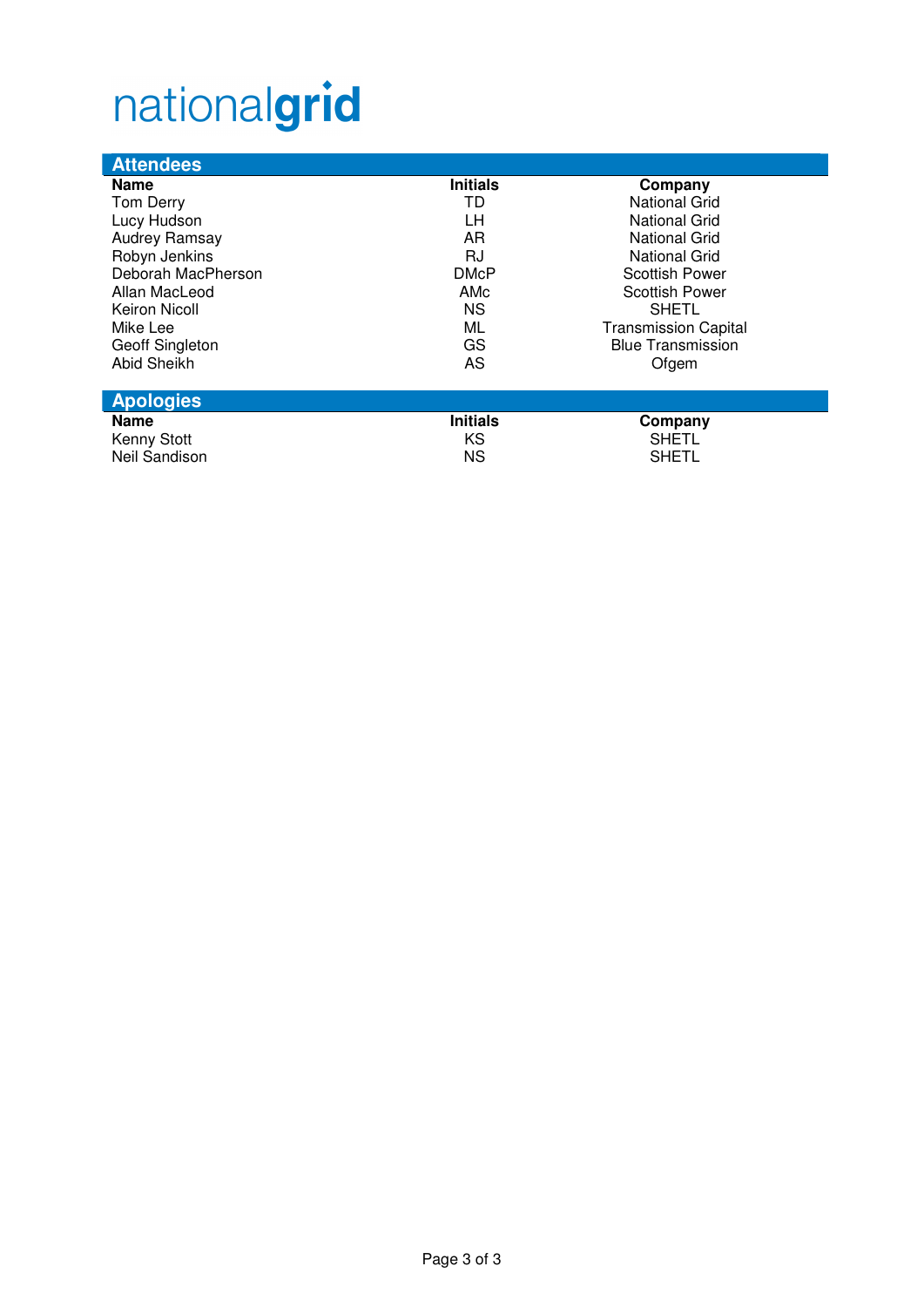nationalgrid

## Attendees

| Name | Initials | Company |
|---|---|---|
| Tom Derry | TD | National Grid |
| Lucy Hudson | LH | National Grid |
| Audrey Ramsay | AR | National Grid |
| Robyn Jenkins | RJ | National Grid |
| Deborah MacPherson | DMcP | Scottish Power |
| Allan MacLeod | AMc | Scottish Power |
| Keiron Nicoll | NS | SHETL |
| Mike Lee | ML | Transmission Capital |
| Geoff Singleton | GS | Blue Transmission |
| Abid Sheikh | AS | Ofgem |

## Apologies

| Name | Initials | Company |
|---|---|---|
| Kenny Stott | KS | SHETL |
| Neil Sandison | NS | SHETL |